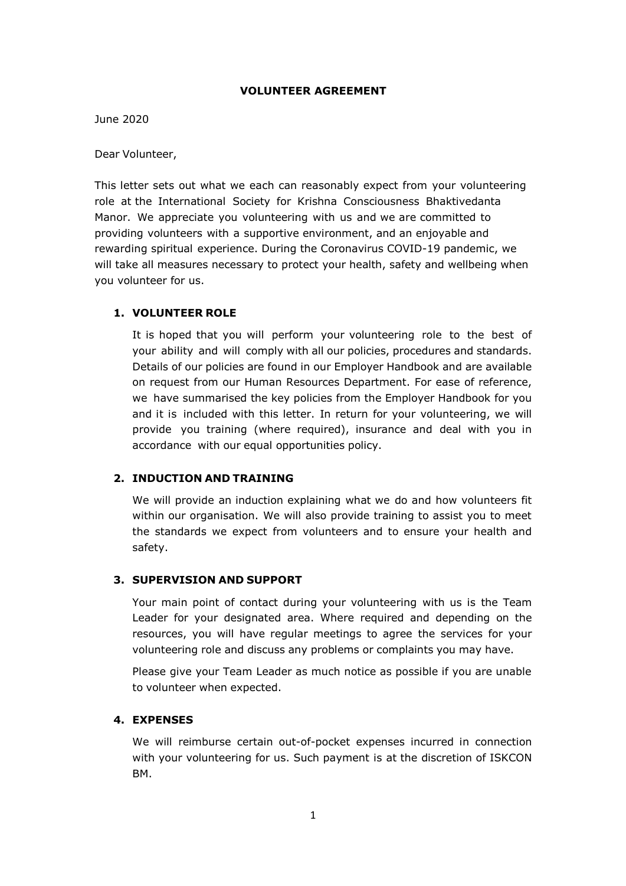# VOLUNTEER AGREEMENT

June 2020

Dear Volunteer,

This letter sets out what we each can reasonably expect from your volunteering role at the International Society for Krishna Consciousness Bhaktivedanta Manor. We appreciate you volunteering with us and we are committed to providing volunteers with a supportive environment, and an enjoyable and rewarding spiritual experience. During the Coronavirus COVID-19 pandemic, we will take all measures necessary to protect your health, safety and wellbeing when you volunteer for us.

## 1. VOLUNTEER ROLE

It is hoped that you will perform your volunteering role to the best of your ability and will comply with all our policies, procedures and standards. Details of our policies are found in our Employer Handbook and are available on request from our Human Resources Department. For ease of reference, we have summarised the key policies from the Employer Handbook for you and it is included with this letter. In return for your volunteering, we will provide you training (where required), insurance and deal with you in accordance with our equal opportunities policy.

## 2. INDUCTION AND TRAINING

We will provide an induction explaining what we do and how volunteers fit within our organisation. We will also provide training to assist you to meet the standards we expect from volunteers and to ensure your health and safety.

## 3. SUPERVISION AND SUPPORT

Your main point of contact during your volunteering with us is the Team Leader for your designated area. Where required and depending on the resources, you will have regular meetings to agree the services for your volunteering role and discuss any problems or complaints you may have.

Please give your Team Leader as much notice as possible if you are unable to volunteer when expected.

## 4. EXPENSES

We will reimburse certain out-of-pocket expenses incurred in connection with your volunteering for us. Such payment is at the discretion of ISKCON BM.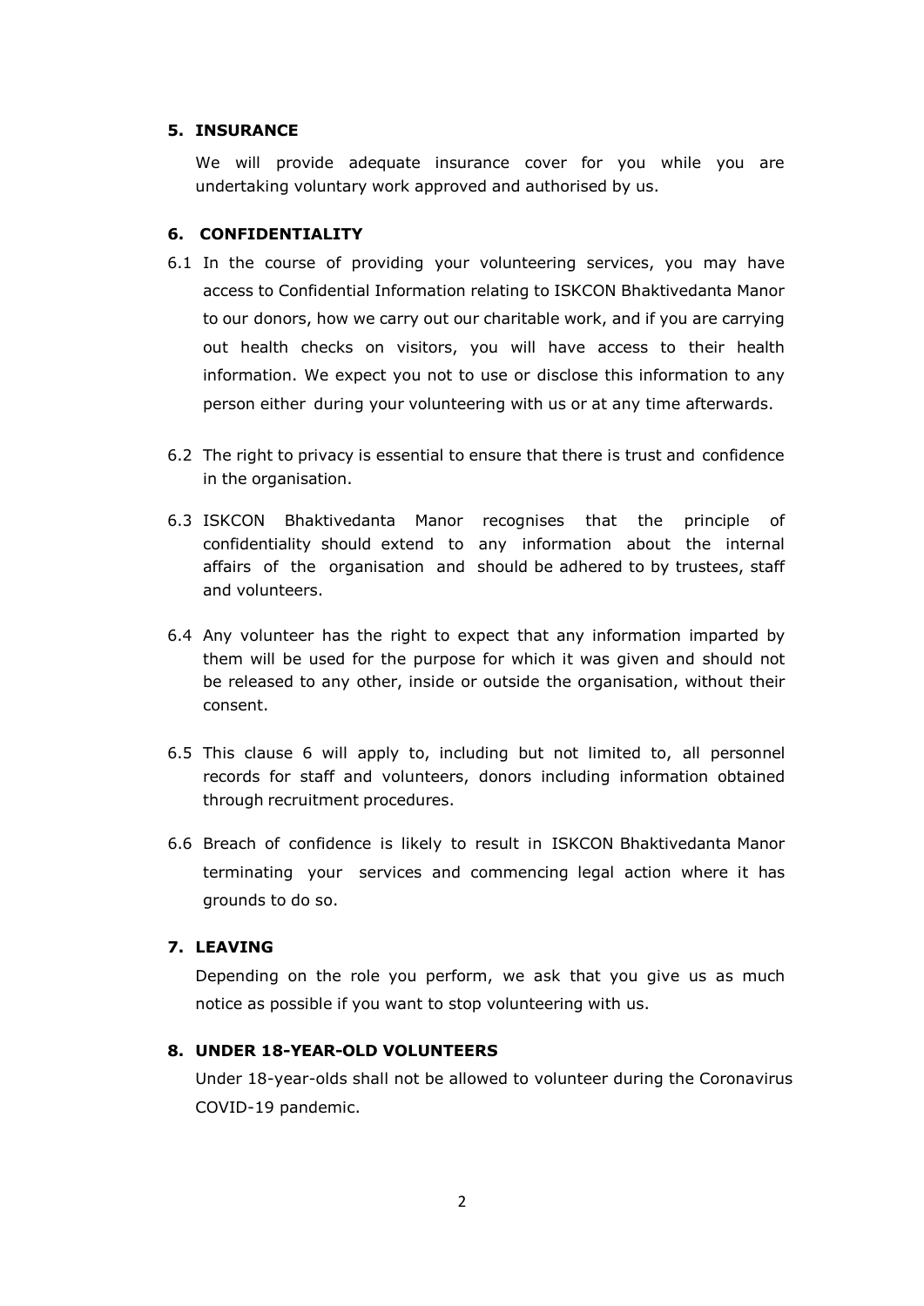## 5. INSURANCE

We will provide adequate insurance cover for you while you are undertaking voluntary work approved and authorised by us.

## 6. CONFIDENTIALITY

6.1 In the course of providing your volunteering services, you may have access to Confidential Information relating to ISKCON Bhaktivedanta Manor to our donors, how we carry out our charitable work, and if you are carrying out health checks on visitors, you will have access to their health information. We expect you not to use or disclose this information to any person either during your volunteering with us or at any time afterwards.

6.2 The right to privacy is essential to ensure that there is trust and confidence in the organisation.

6.3 ISKCON Bhaktivedanta Manor recognises that the principle of confidentiality should extend to any information about the internal affairs of the organisation and should be adhered to by trustees, staff and volunteers.

6.4 Any volunteer has the right to expect that any information imparted by them will be used for the purpose for which it was given and should not be released to any other, inside or outside the organisation, without their consent.

6.5 This clause 6 will apply to, including but not limited to, all personnel records for staff and volunteers, donors including information obtained through recruitment procedures.

6.6 Breach of confidence is likely to result in ISKCON Bhaktivedanta Manor terminating your services and commencing legal action where it has grounds to do so.

## 7. LEAVING

Depending on the role you perform, we ask that you give us as much notice as possible if you want to stop volunteering with us.

## 8. UNDER 18-YEAR-OLD VOLUNTEERS

Under 18-year-olds shall not be allowed to volunteer during the Coronavirus COVID-19 pandemic.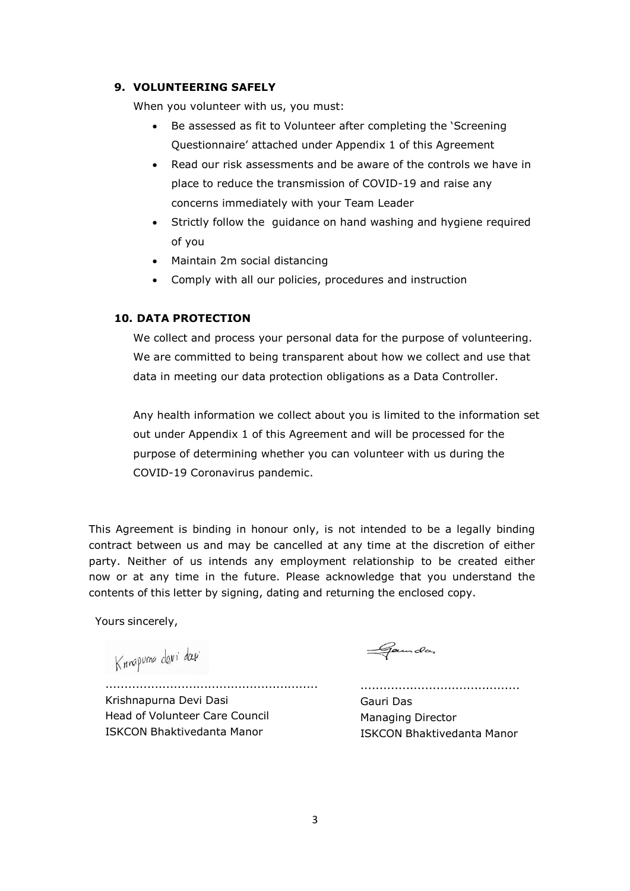### 9. VOLUNTEERING SAFELY

When you volunteer with us, you must:

- Be assessed as fit to Volunteer after completing the 'Screening Questionnaire' attached under Appendix 1 of this Agreement
- Read our risk assessments and be aware of the controls we have in place to reduce the transmission of COVID-19 and raise any concerns immediately with your Team Leader
- Strictly follow the guidance on hand washing and hygiene required of you
- Maintain 2m social distancing
- Comply with all our policies, procedures and instruction

### 10. DATA PROTECTION

We collect and process your personal data for the purpose of volunteering. We are committed to being transparent about how we collect and use that data in meeting our data protection obligations as a Data Controller.

Any health information we collect about you is limited to the information set out under Appendix 1 of this Agreement and will be processed for the purpose of determining whether you can volunteer with us during the COVID-19 Coronavirus pandemic.

This Agreement is binding in honour only, is not intended to be a legally binding contract between us and may be cancelled at any time at the discretion of either party. Neither of us intends any employment relationship to be created either now or at any time in the future. Please acknowledge that you understand the contents of this letter by signing, dating and returning the enclosed copy.

Yours sincerely,

Krishnapurna devi dasi

.......................................................
Krishnapurna Devi Dasi
Head of Volunteer Care Council
ISKCON Bhaktivedanta Manor

Gauri das

.........................................
Gauri Das
Managing Director
ISKCON Bhaktivedanta Manor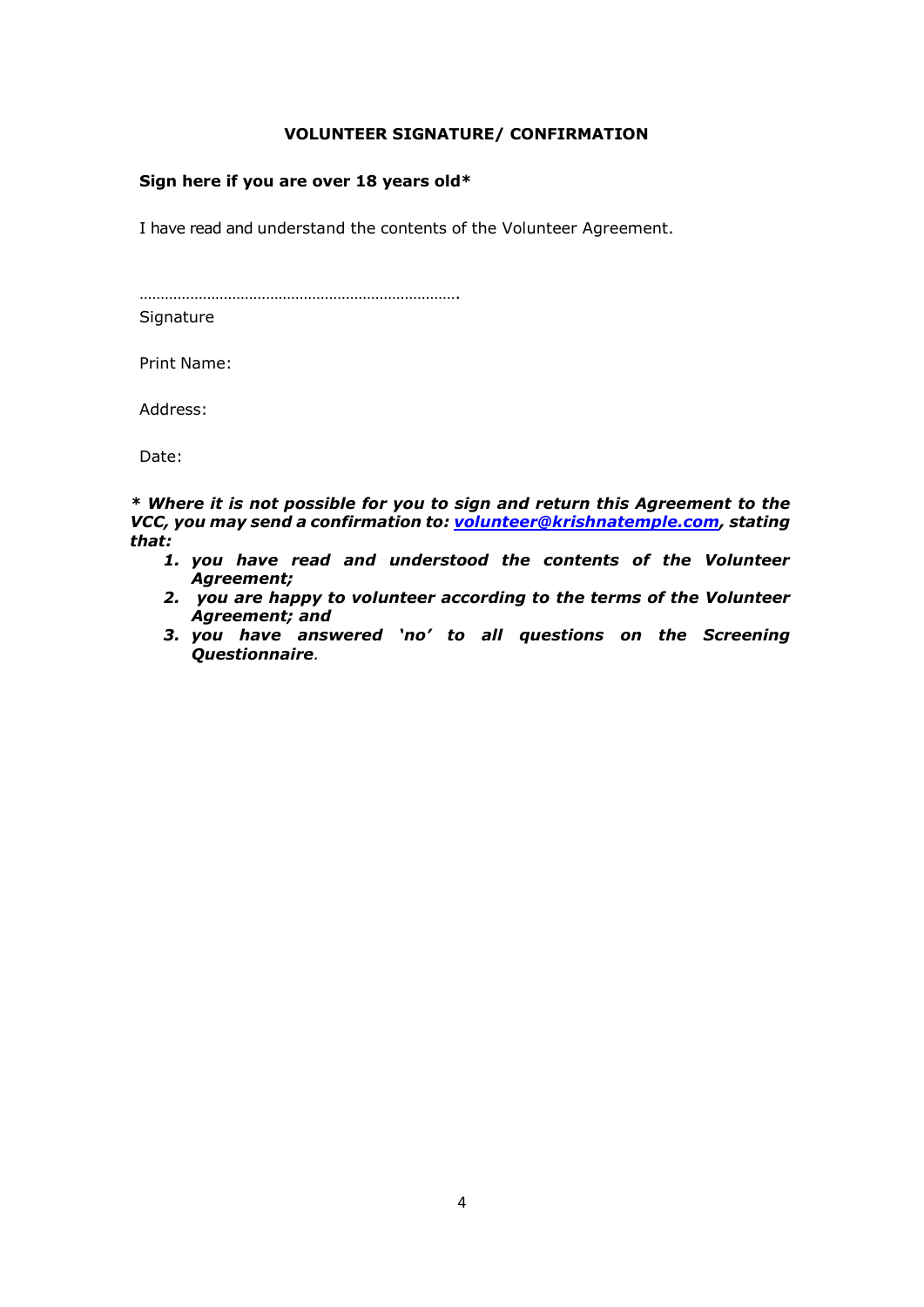**VOLUNTEER SIGNATURE/ CONFIRMATION**

**Sign here if you are over 18 years old***

I have read and understand the contents of the Volunteer Agreement.

…………………………………………………………………….
Signature

Print Name:

Address:

Date:

***\* Where it is not possible for you to sign and return this Agreement to the VCC, you may send a confirmation to: [volunteer@krishnatemple.com](mailto:volunteer@krishnatemple.com), stating that:***

1. ***you have read and understood the contents of the Volunteer Agreement;***
2. ***you are happy to volunteer according to the terms of the Volunteer Agreement; and***
3. ***you have answered 'no' to all questions on the Screening Questionnaire.***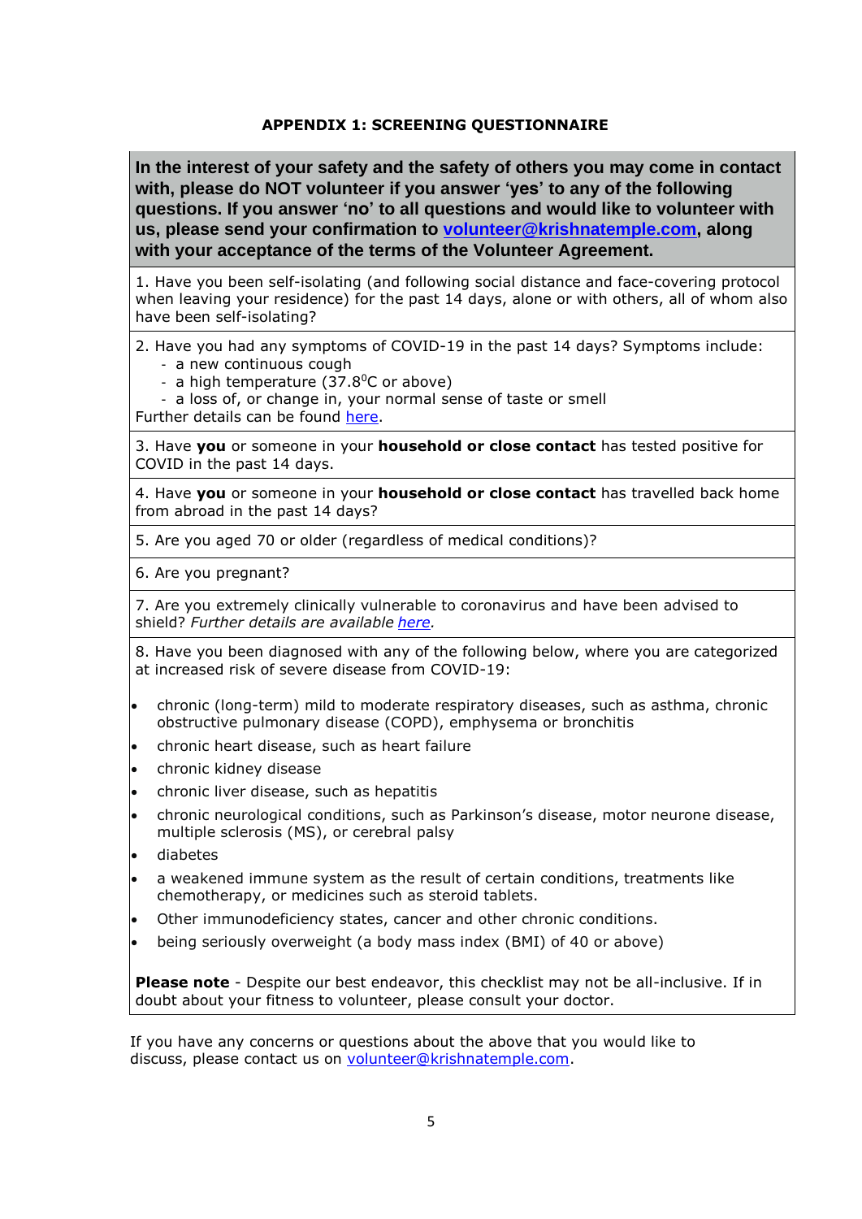**APPENDIX 1: SCREENING QUESTIONNAIRE**

**In the interest of your safety and the safety of others you may come in contact with, please do NOT volunteer if you answer 'yes' to any of the following questions. If you answer 'no' to all questions and would like to volunteer with us, please send your confirmation to [volunteer@krishnatemple.com](mailto:volunteer@krishnatemple.com), along with your acceptance of the terms of the Volunteer Agreement.**

1. Have you been self-isolating (and following social distance and face-covering protocol when leaving your residence) for the past 14 days, alone or with others, all of whom also have been self-isolating?

2. Have you had any symptoms of COVID-19 in the past 14 days? Symptoms include:
   - a new continuous cough
   - a high temperature (37.8$^0$C or above)
   - a loss of, or change in, your normal sense of taste or smell

   Further details can be found here.

3. Have **you** or someone in your **household or close contact** has tested positive for COVID in the past 14 days.

4. Have **you** or someone in your **household or close contact** has travelled back home from abroad in the past 14 days?

5. Are you aged 70 or older (regardless of medical conditions)?

6. Are you pregnant?

7. Are you extremely clinically vulnerable to coronavirus and have been advised to shield? *Further details are available here.*

8. Have you been diagnosed with any of the following below, where you are categorized at increased risk of severe disease from COVID-19:

- chronic (long-term) mild to moderate respiratory diseases, such as asthma, chronic obstructive pulmonary disease (COPD), emphysema or bronchitis
- chronic heart disease, such as heart failure
- chronic kidney disease
- chronic liver disease, such as hepatitis
- chronic neurological conditions, such as Parkinson's disease, motor neurone disease, multiple sclerosis (MS), or cerebral palsy
- diabetes
- a weakened immune system as the result of certain conditions, treatments like chemotherapy, or medicines such as steroid tablets.
- Other immunodeficiency states, cancer and other chronic conditions.
- being seriously overweight (a body mass index (BMI) of 40 or above)

**Please note** - Despite our best endeavor, this checklist may not be all-inclusive. If in doubt about your fitness to volunteer, please consult your doctor.

If you have any concerns or questions about the above that you would like to discuss, please contact us on [volunteer@krishnatemple.com](mailto:volunteer@krishnatemple.com).